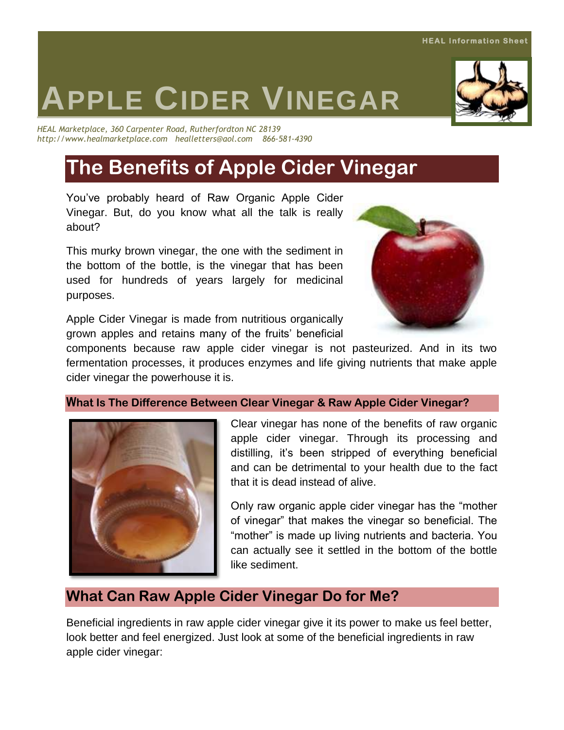HEAL Information Sheet

# APPLE CIDER VINEGAR

*HEAL Marketplace, 360 Carpenter Road, Rutherfordton NC 28139*
*http://www.healmarketplace.com healletters@aol.com 866-581-4390*

## The Benefits of Apple Cider Vinegar

You've probably heard of Raw Organic Apple Cider Vinegar. But, do you know what all the talk is really about?

This murky brown vinegar, the one with the sediment in the bottom of the bottle, is the vinegar that has been used for hundreds of years largely for medicinal purposes.

Apple Cider Vinegar is made from nutritious organically grown apples and retains many of the fruits' beneficial components because raw apple cider vinegar is not pasteurized. And in its two fermentation processes, it produces enzymes and life giving nutrients that make apple cider vinegar the powerhouse it is.

### What Is The Difference Between Clear Vinegar & Raw Apple Cider Vinegar?

Clear vinegar has none of the benefits of raw organic apple cider vinegar. Through its processing and distilling, it's been stripped of everything beneficial and can be detrimental to your health due to the fact that it is dead instead of alive.

Only raw organic apple cider vinegar has the "mother of vinegar" that makes the vinegar so beneficial. The "mother" is made up living nutrients and bacteria. You can actually see it settled in the bottom of the bottle like sediment.

## What Can Raw Apple Cider Vinegar Do for Me?

Beneficial ingredients in raw apple cider vinegar give it its power to make us feel better, look better and feel energized. Just look at some of the beneficial ingredients in raw apple cider vinegar: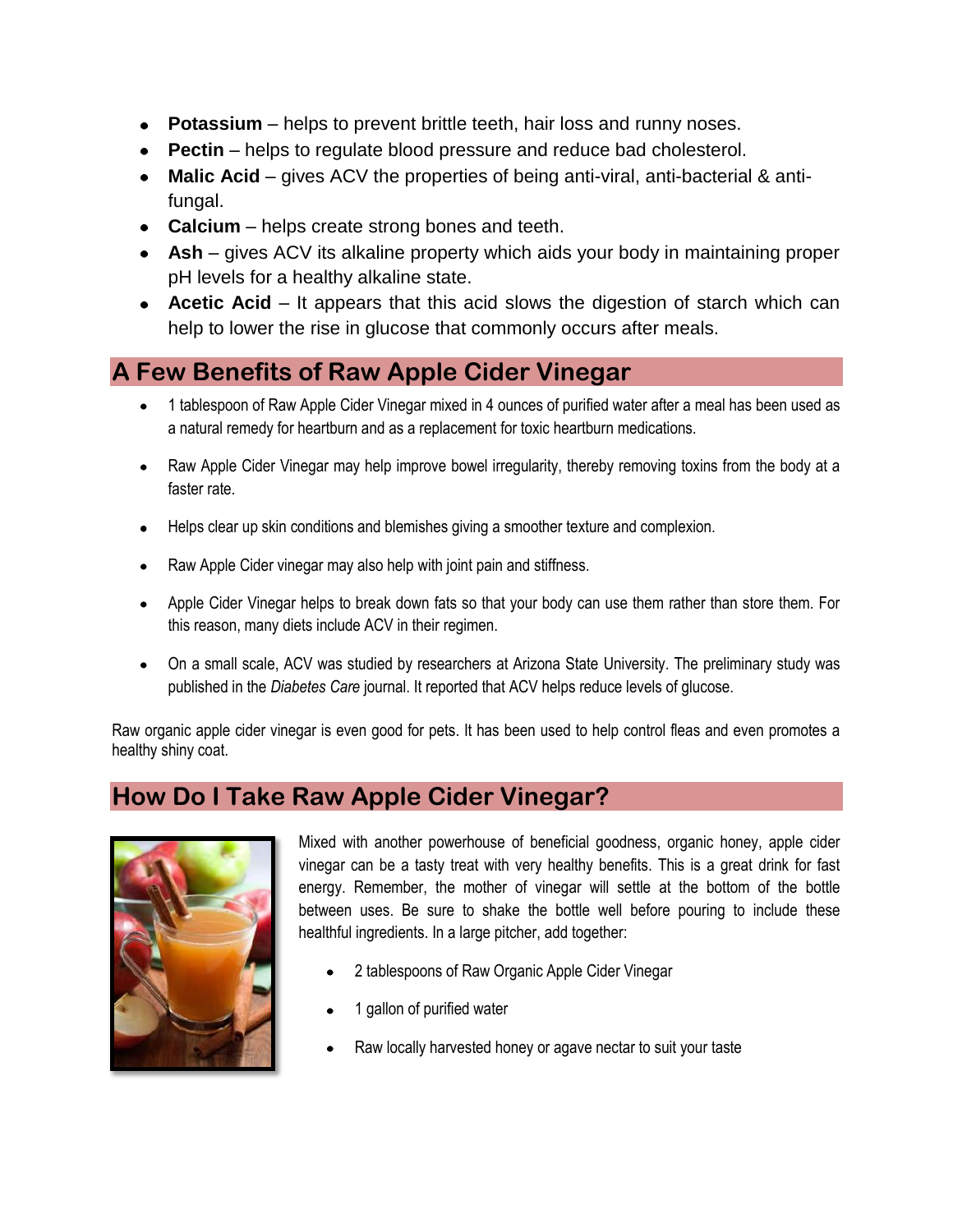- **Potassium** – helps to prevent brittle teeth, hair loss and runny noses.
- **Pectin** – helps to regulate blood pressure and reduce bad cholesterol.
- **Malic Acid** – gives ACV the properties of being anti-viral, anti-bacterial & anti-fungal.
- **Calcium** – helps create strong bones and teeth.
- **Ash** – gives ACV its alkaline property which aids your body in maintaining proper pH levels for a healthy alkaline state.
- **Acetic Acid** – It appears that this acid slows the digestion of starch which can help to lower the rise in glucose that commonly occurs after meals.

## A Few Benefits of Raw Apple Cider Vinegar

- 1 tablespoon of Raw Apple Cider Vinegar mixed in 4 ounces of purified water after a meal has been used as a natural remedy for heartburn and as a replacement for toxic heartburn medications.
- Raw Apple Cider Vinegar may help improve bowel irregularity, thereby removing toxins from the body at a faster rate.
- Helps clear up skin conditions and blemishes giving a smoother texture and complexion.
- Raw Apple Cider vinegar may also help with joint pain and stiffness.
- Apple Cider Vinegar helps to break down fats so that your body can use them rather than store them. For this reason, many diets include ACV in their regimen.
- On a small scale, ACV was studied by researchers at Arizona State University. The preliminary study was published in the *Diabetes Care* journal. It reported that ACV helps reduce levels of glucose.

Raw organic apple cider vinegar is even good for pets. It has been used to help control fleas and even promotes a healthy shiny coat.

## How Do I Take Raw Apple Cider Vinegar?

Mixed with another powerhouse of beneficial goodness, organic honey, apple cider vinegar can be a tasty treat with very healthy benefits. This is a great drink for fast energy. Remember, the mother of vinegar will settle at the bottom of the bottle between uses. Be sure to shake the bottle well before pouring to include these healthful ingredients. In a large pitcher, add together:

- 2 tablespoons of Raw Organic Apple Cider Vinegar
- 1 gallon of purified water
- Raw locally harvested honey or agave nectar to suit your taste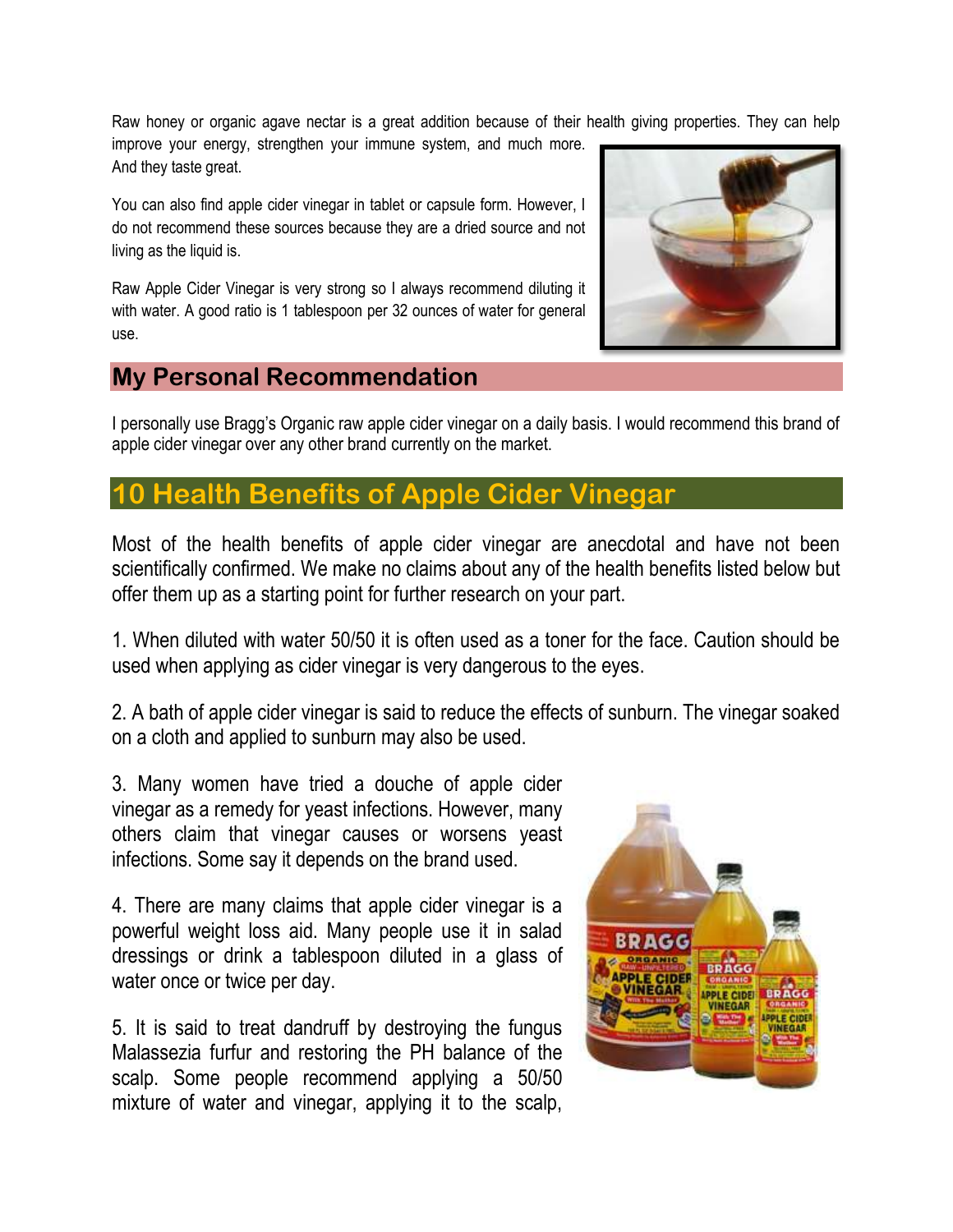Raw honey or organic agave nectar is a great addition because of their health giving properties. They can help improve your energy, strengthen your immune system, and much more. And they taste great.

You can also find apple cider vinegar in tablet or capsule form. However, I do not recommend these sources because they are a dried source and not living as the liquid is.

Raw Apple Cider Vinegar is very strong so I always recommend diluting it with water. A good ratio is 1 tablespoon per 32 ounces of water for general use.

## My Personal Recommendation

I personally use Bragg's Organic raw apple cider vinegar on a daily basis. I would recommend this brand of apple cider vinegar over any other brand currently on the market.

## 10 Health Benefits of Apple Cider Vinegar

Most of the health benefits of apple cider vinegar are anecdotal and have not been scientifically confirmed. We make no claims about any of the health benefits listed below but offer them up as a starting point for further research on your part.

1. When diluted with water 50/50 it is often used as a toner for the face. Caution should be used when applying as cider vinegar is very dangerous to the eyes.

2. A bath of apple cider vinegar is said to reduce the effects of sunburn. The vinegar soaked on a cloth and applied to sunburn may also be used.

3. Many women have tried a douche of apple cider vinegar as a remedy for yeast infections. However, many others claim that vinegar causes or worsens yeast infections. Some say it depends on the brand used.

4. There are many claims that apple cider vinegar is a powerful weight loss aid. Many people use it in salad dressings or drink a tablespoon diluted in a glass of water once or twice per day.

5. It is said to treat dandruff by destroying the fungus Malassezia furfur and restoring the PH balance of the scalp. Some people recommend applying a 50/50 mixture of water and vinegar, applying it to the scalp,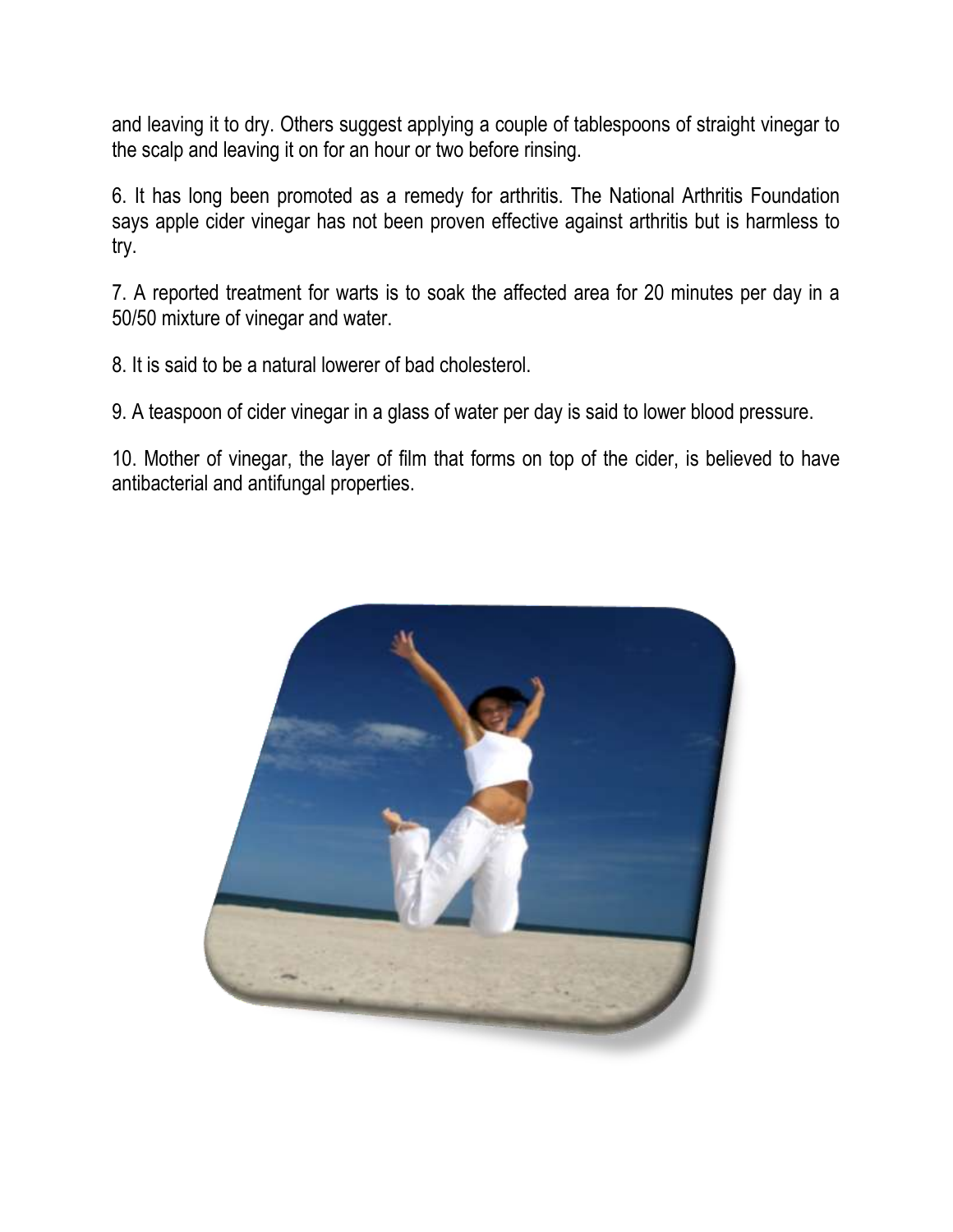and leaving it to dry. Others suggest applying a couple of tablespoons of straight vinegar to the scalp and leaving it on for an hour or two before rinsing.

6. It has long been promoted as a remedy for arthritis. The National Arthritis Foundation says apple cider vinegar has not been proven effective against arthritis but is harmless to try.

7. A reported treatment for warts is to soak the affected area for 20 minutes per day in a 50/50 mixture of vinegar and water.

8. It is said to be a natural lowerer of bad cholesterol.

9. A teaspoon of cider vinegar in a glass of water per day is said to lower blood pressure.

10. Mother of vinegar, the layer of film that forms on top of the cider, is believed to have antibacterial and antifungal properties.